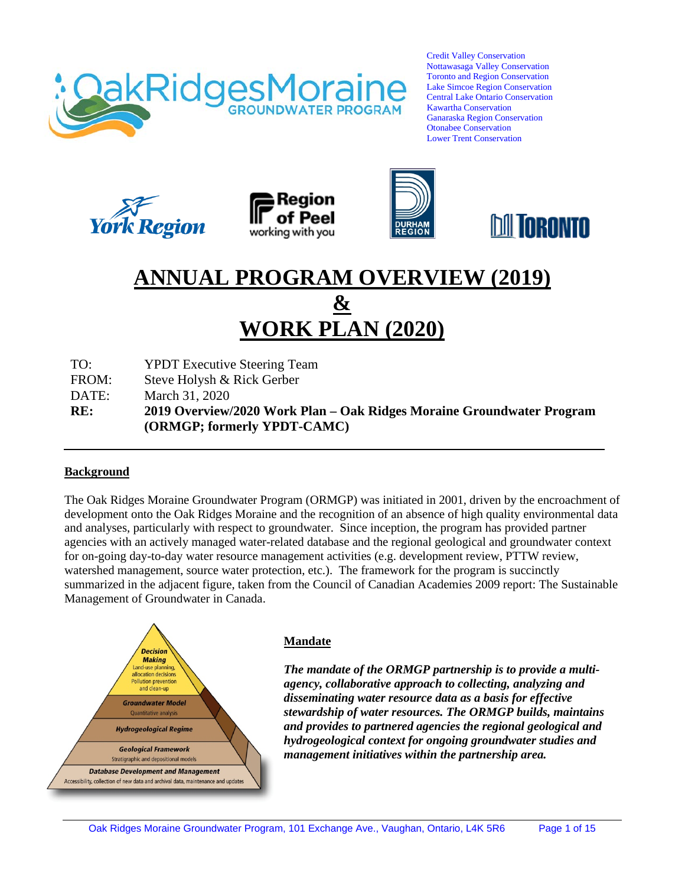Credit Valley Conservation
Nottawasaga Valley Conservation
Toronto and Region Conservation
Lake Simcoe Region Conservation
Central Lake Ontario Conservation
Kawartha Conservation
Ganaraska Region Conservation
Otonabee Conservation
Lower Trent Conservation

# ANNUAL PROGRAM OVERVIEW (2019) & WORK PLAN (2020)

| | |
|---|---|
| TO: | YPDT Executive Steering Team |
| FROM: | Steve Holysh & Rick Gerber |
| DATE: | March 31, 2020 |
| **RE:** | **2019 Overview/2020 Work Plan – Oak Ridges Moraine Groundwater Program (ORMGP; formerly YPDT-CAMC)** |

## Background

The Oak Ridges Moraine Groundwater Program (ORMGP) was initiated in 2001, driven by the encroachment of development onto the Oak Ridges Moraine and the recognition of an absence of high quality environmental data and analyses, particularly with respect to groundwater. Since inception, the program has provided partner agencies with an actively managed water-related database and the regional geological and groundwater context for on-going day-to-day water resource management activities (e.g. development review, PTTW review, watershed management, source water protection, etc.). The framework for the program is succinctly summarized in the adjacent figure, taken from the Council of Canadian Academies 2009 report: The Sustainable Management of Groundwater in Canada.

Decision Making
Land-use planning, allocation decisions
Pollution prevention and clean-up

Groundwater Model
Quantitative analysis

Hydrogeological Regime

Geological Framework
Stratigraphic and depositional models

Database Development and Management
Accessibility, collection of new data and archival data, maintenance and updates

## Mandate

***The mandate of the ORMGP partnership is to provide a multi-agency, collaborative approach to collecting, analyzing and disseminating water resource data as a basis for effective stewardship of water resources. The ORMGP builds, maintains and provides to partnered agencies the regional geological and hydrogeological context for ongoing groundwater studies and management initiatives within the partnership area.***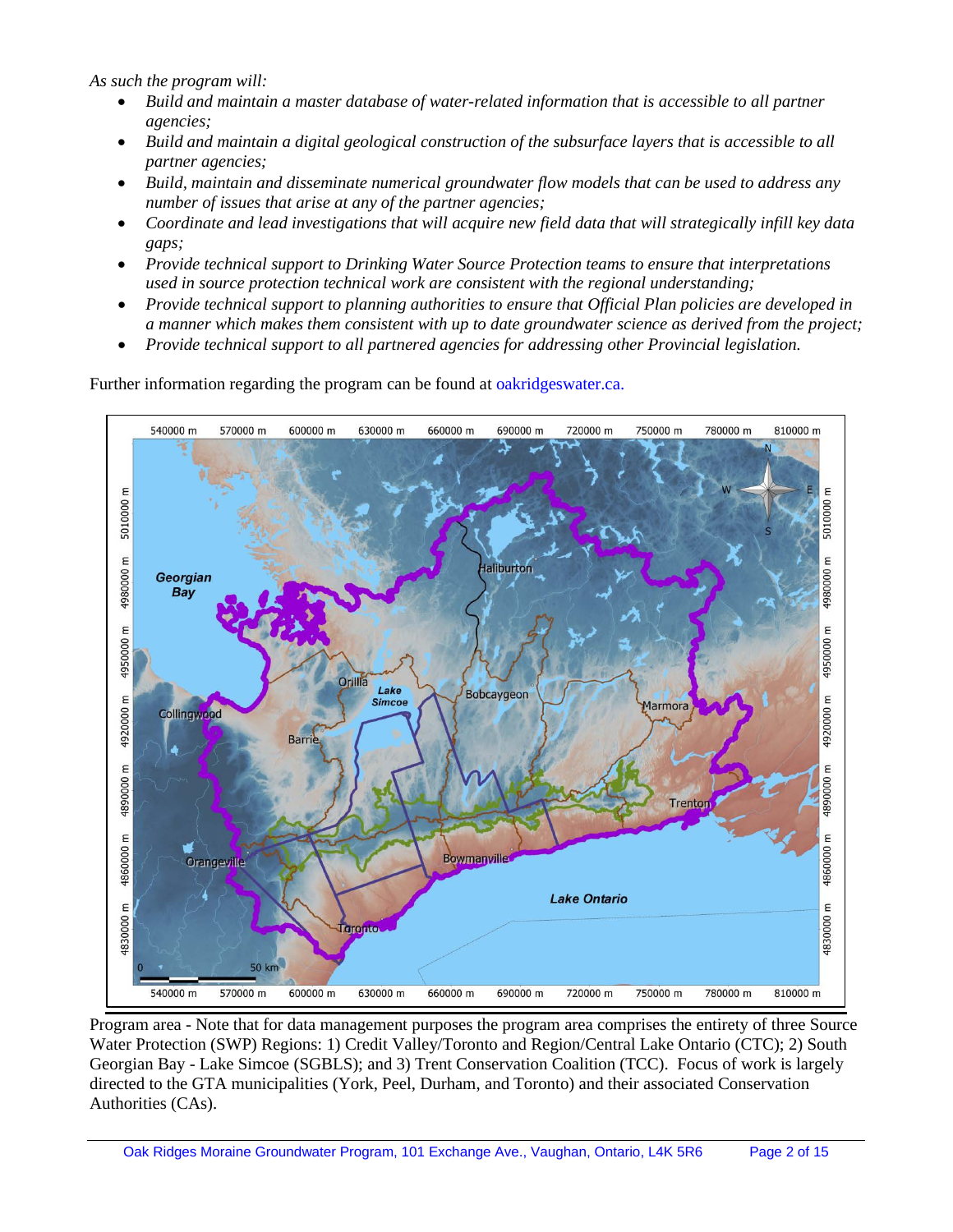*As such the program will:*

- *Build and maintain a master database of water-related information that is accessible to all partner agencies;*
- *Build and maintain a digital geological construction of the subsurface layers that is accessible to all partner agencies;*
- *Build, maintain and disseminate numerical groundwater flow models that can be used to address any number of issues that arise at any of the partner agencies;*
- *Coordinate and lead investigations that will acquire new field data that will strategically infill key data gaps;*
- *Provide technical support to Drinking Water Source Protection teams to ensure that interpretations used in source protection technical work are consistent with the regional understanding;*
- *Provide technical support to planning authorities to ensure that Official Plan policies are developed in a manner which makes them consistent with up to date groundwater science as derived from the project;*
- *Provide technical support to all partnered agencies for addressing other Provincial legislation.*

Further information regarding the program can be found at oakridgeswater.ca.

Program area - Note that for data management purposes the program area comprises the entirety of three Source Water Protection (SWP) Regions: 1) Credit Valley/Toronto and Region/Central Lake Ontario (CTC); 2) South Georgian Bay - Lake Simcoe (SGBLS); and 3) Trent Conservation Coalition (TCC). Focus of work is largely directed to the GTA municipalities (York, Peel, Durham, and Toronto) and their associated Conservation Authorities (CAs).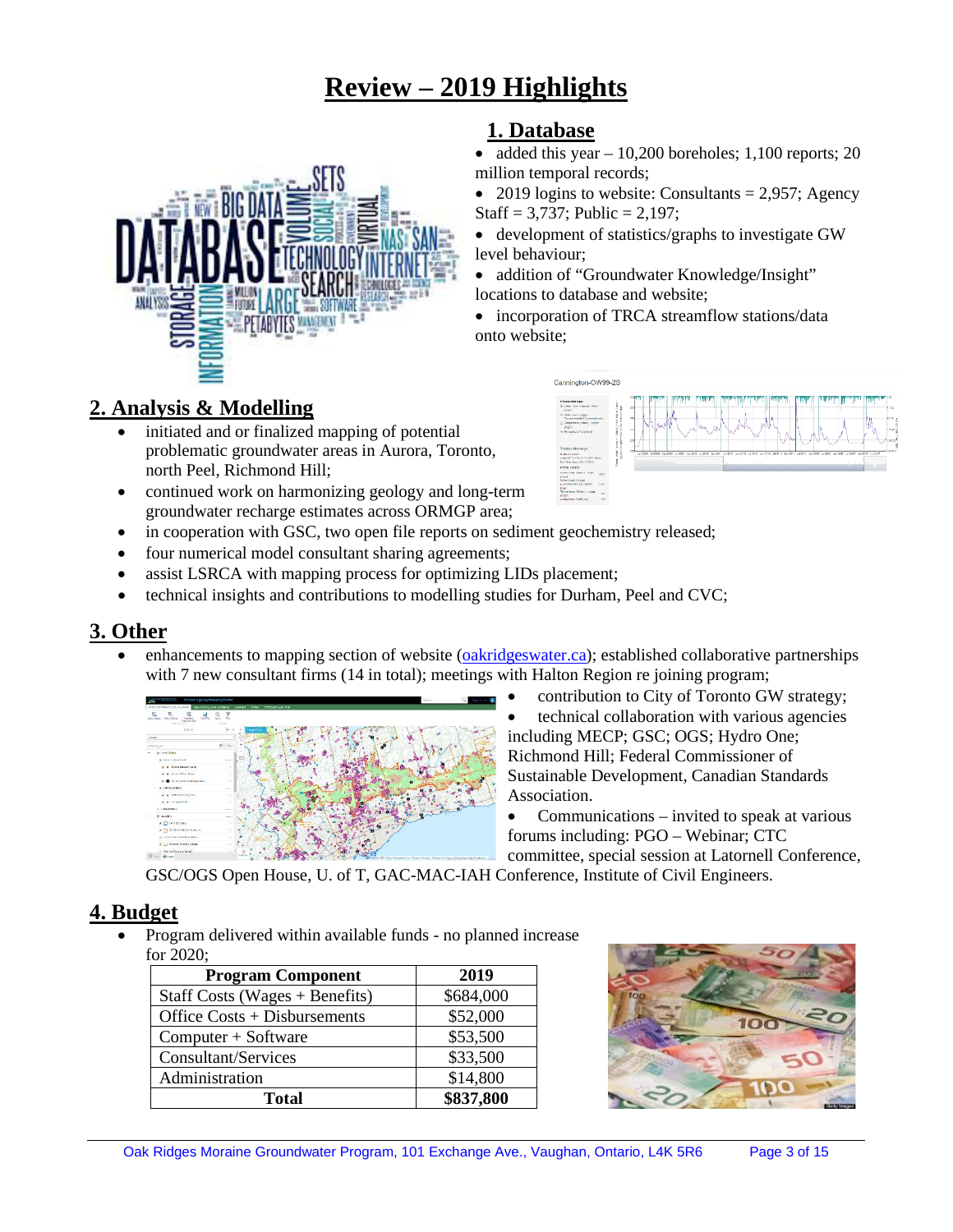# Review – 2019 Highlights

## 1. Database

- added this year – 10,200 boreholes; 1,100 reports; 20 million temporal records;
- 2019 logins to website: Consultants = 2,957; Agency Staff = 3,737; Public = 2,197;
- development of statistics/graphs to investigate GW level behaviour;
- addition of "Groundwater Knowledge/Insight" locations to database and website;
- incorporation of TRCA streamflow stations/data onto website;

## 2. Analysis & Modelling

- initiated and or finalized mapping of potential problematic groundwater areas in Aurora, Toronto, north Peel, Richmond Hill;
- continued work on harmonizing geology and long-term groundwater recharge estimates across ORMGP area;
- in cooperation with GSC, two open file reports on sediment geochemistry released;
- four numerical model consultant sharing agreements;
- assist LSRCA with mapping process for optimizing LIDs placement;
- technical insights and contributions to modelling studies for Durham, Peel and CVC;

## 3. Other

- enhancements to mapping section of website (oakridgeswater.ca); established collaborative partnerships with 7 new consultant firms (14 in total); meetings with Halton Region re joining program;
- contribution to City of Toronto GW strategy;
- technical collaboration with various agencies including MECP; GSC; OGS; Hydro One; Richmond Hill; Federal Commissioner of Sustainable Development, Canadian Standards Association.
- Communications – invited to speak at various forums including: PGO – Webinar; CTC committee, special session at Latornell Conference, GSC/OGS Open House, U. of T, GAC-MAC-IAH Conference, Institute of Civil Engineers.

## 4. Budget

- Program delivered within available funds - no planned increase for 2020;

| Program Component | 2019 |
|---|---|
| Staff Costs (Wages + Benefits) | $684,000 |
| Office Costs + Disbursements | $52,000 |
| Computer + Software | $53,500 |
| Consultant/Services | $33,500 |
| Administration | $14,800 |
| **Total** | **$837,800** |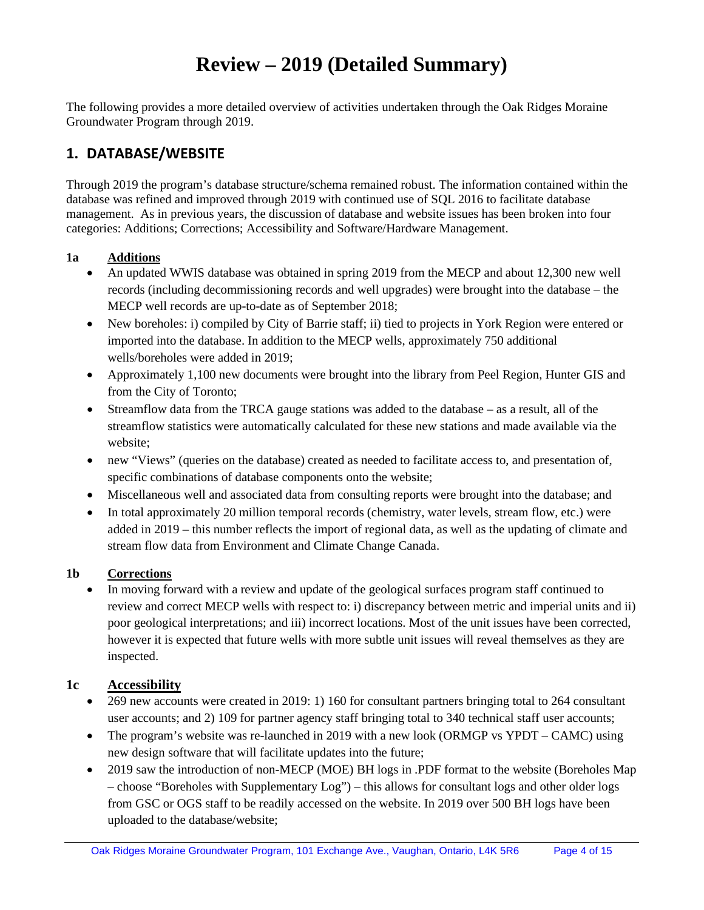# Review – 2019 (Detailed Summary)

The following provides a more detailed overview of activities undertaken through the Oak Ridges Moraine Groundwater Program through 2019.

## 1. DATABASE/WEBSITE

Through 2019 the program's database structure/schema remained robust. The information contained within the database was refined and improved through 2019 with continued use of SQL 2016 to facilitate database management. As in previous years, the discussion of database and website issues has been broken into four categories: Additions; Corrections; Accessibility and Software/Hardware Management.

### 1a <u>Additions</u>

- An updated WWIS database was obtained in spring 2019 from the MECP and about 12,300 new well records (including decommissioning records and well upgrades) were brought into the database – the MECP well records are up-to-date as of September 2018;
- New boreholes: i) compiled by City of Barrie staff; ii) tied to projects in York Region were entered or imported into the database. In addition to the MECP wells, approximately 750 additional wells/boreholes were added in 2019;
- Approximately 1,100 new documents were brought into the library from Peel Region, Hunter GIS and from the City of Toronto;
- Streamflow data from the TRCA gauge stations was added to the database – as a result, all of the streamflow statistics were automatically calculated for these new stations and made available via the website;
- new "Views" (queries on the database) created as needed to facilitate access to, and presentation of, specific combinations of database components onto the website;
- Miscellaneous well and associated data from consulting reports were brought into the database; and
- In total approximately 20 million temporal records (chemistry, water levels, stream flow, etc.) were added in 2019 – this number reflects the import of regional data, as well as the updating of climate and stream flow data from Environment and Climate Change Canada.

### 1b <u>Corrections</u>

- In moving forward with a review and update of the geological surfaces program staff continued to review and correct MECP wells with respect to: i) discrepancy between metric and imperial units and ii) poor geological interpretations; and iii) incorrect locations. Most of the unit issues have been corrected, however it is expected that future wells with more subtle unit issues will reveal themselves as they are inspected.

### 1c <u>Accessibility</u>

- 269 new accounts were created in 2019: 1) 160 for consultant partners bringing total to 264 consultant user accounts; and 2) 109 for partner agency staff bringing total to 340 technical staff user accounts;
- The program's website was re-launched in 2019 with a new look (ORMGP vs YPDT – CAMC) using new design software that will facilitate updates into the future;
- 2019 saw the introduction of non-MECP (MOE) BH logs in .PDF format to the website (Boreholes Map – choose "Boreholes with Supplementary Log") – this allows for consultant logs and other older logs from GSC or OGS staff to be readily accessed on the website. In 2019 over 500 BH logs have been uploaded to the database/website;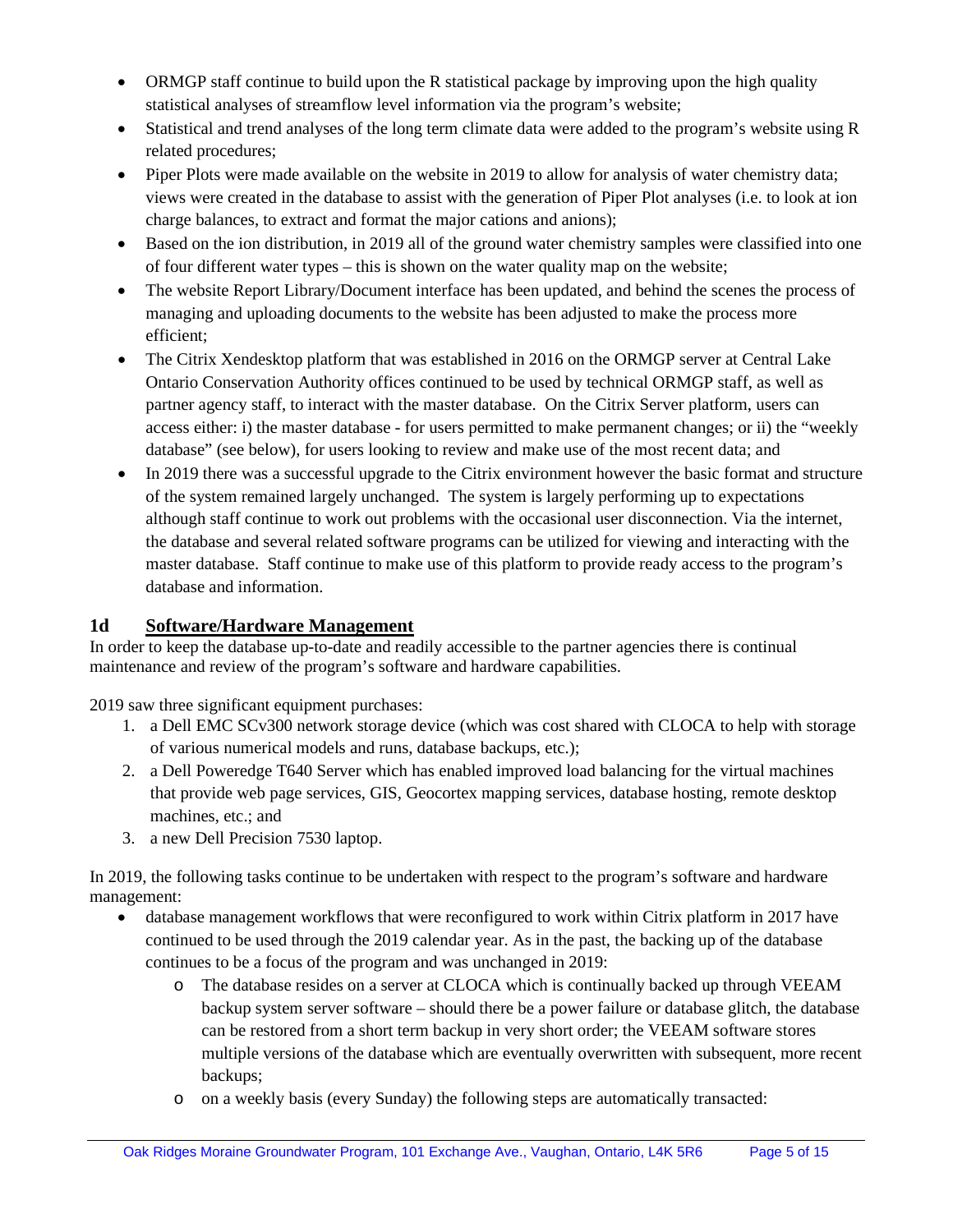- ORMGP staff continue to build upon the R statistical package by improving upon the high quality statistical analyses of streamflow level information via the program's website;
- Statistical and trend analyses of the long term climate data were added to the program's website using R related procedures;
- Piper Plots were made available on the website in 2019 to allow for analysis of water chemistry data; views were created in the database to assist with the generation of Piper Plot analyses (i.e. to look at ion charge balances, to extract and format the major cations and anions);
- Based on the ion distribution, in 2019 all of the ground water chemistry samples were classified into one of four different water types – this is shown on the water quality map on the website;
- The website Report Library/Document interface has been updated, and behind the scenes the process of managing and uploading documents to the website has been adjusted to make the process more efficient;
- The Citrix Xendesktop platform that was established in 2016 on the ORMGP server at Central Lake Ontario Conservation Authority offices continued to be used by technical ORMGP staff, as well as partner agency staff, to interact with the master database. On the Citrix Server platform, users can access either: i) the master database - for users permitted to make permanent changes; or ii) the "weekly database" (see below), for users looking to review and make use of the most recent data; and
- In 2019 there was a successful upgrade to the Citrix environment however the basic format and structure of the system remained largely unchanged. The system is largely performing up to expectations although staff continue to work out problems with the occasional user disconnection. Via the internet, the database and several related software programs can be utilized for viewing and interacting with the master database. Staff continue to make use of this platform to provide ready access to the program's database and information.

## 1d Software/Hardware Management

In order to keep the database up-to-date and readily accessible to the partner agencies there is continual maintenance and review of the program's software and hardware capabilities.

2019 saw three significant equipment purchases:

1. a Dell EMC SCv300 network storage device (which was cost shared with CLOCA to help with storage of various numerical models and runs, database backups, etc.);
2. a Dell Poweredge T640 Server which has enabled improved load balancing for the virtual machines that provide web page services, GIS, Geocortex mapping services, database hosting, remote desktop machines, etc.; and
3. a new Dell Precision 7530 laptop.

In 2019, the following tasks continue to be undertaken with respect to the program's software and hardware management:

- database management workflows that were reconfigured to work within Citrix platform in 2017 have continued to be used through the 2019 calendar year. As in the past, the backing up of the database continues to be a focus of the program and was unchanged in 2019:
  - The database resides on a server at CLOCA which is continually backed up through VEEAM backup system server software – should there be a power failure or database glitch, the database can be restored from a short term backup in very short order; the VEEAM software stores multiple versions of the database which are eventually overwritten with subsequent, more recent backups;
  - on a weekly basis (every Sunday) the following steps are automatically transacted: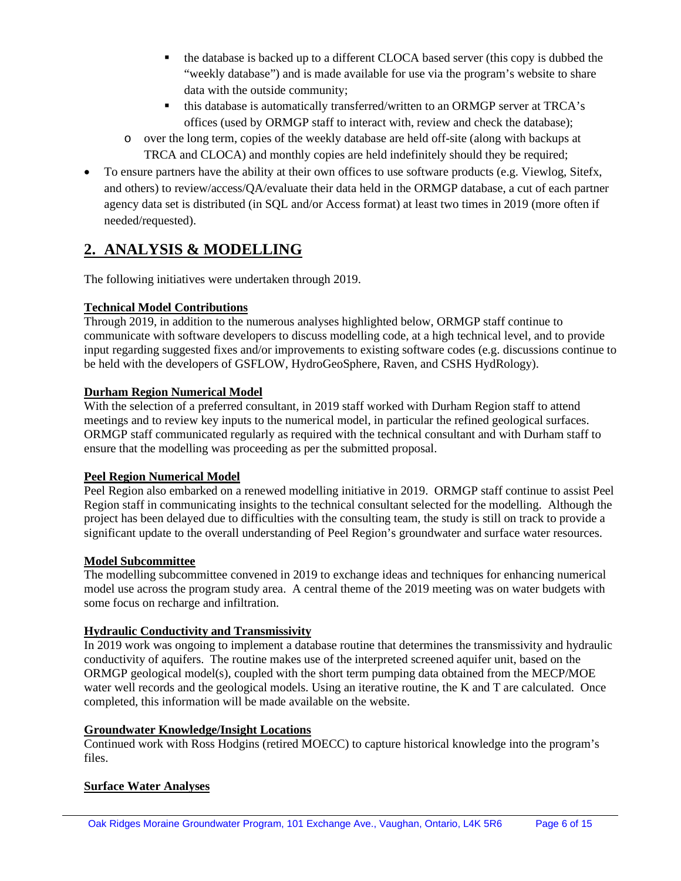- the database is backed up to a different CLOCA based server (this copy is dubbed the "weekly database") and is made available for use via the program's website to share data with the outside community;
- this database is automatically transferred/written to an ORMGP server at TRCA's offices (used by ORMGP staff to interact with, review and check the database);
  - over the long term, copies of the weekly database are held off-site (along with backups at TRCA and CLOCA) and monthly copies are held indefinitely should they be required;
- To ensure partners have the ability at their own offices to use software products (e.g. Viewlog, Sitefx, and others) to review/access/QA/evaluate their data held in the ORMGP database, a cut of each partner agency data set is distributed (in SQL and/or Access format) at least two times in 2019 (more often if needed/requested).

## 2. ANALYSIS & MODELLING

The following initiatives were undertaken through 2019.

**Technical Model Contributions**

Through 2019, in addition to the numerous analyses highlighted below, ORMGP staff continue to communicate with software developers to discuss modelling code, at a high technical level, and to provide input regarding suggested fixes and/or improvements to existing software codes (e.g. discussions continue to be held with the developers of GSFLOW, HydroGeoSphere, Raven, and CSHS HydRology).

**Durham Region Numerical Model**

With the selection of a preferred consultant, in 2019 staff worked with Durham Region staff to attend meetings and to review key inputs to the numerical model, in particular the refined geological surfaces. ORMGP staff communicated regularly as required with the technical consultant and with Durham staff to ensure that the modelling was proceeding as per the submitted proposal.

**Peel Region Numerical Model**

Peel Region also embarked on a renewed modelling initiative in 2019. ORMGP staff continue to assist Peel Region staff in communicating insights to the technical consultant selected for the modelling. Although the project has been delayed due to difficulties with the consulting team, the study is still on track to provide a significant update to the overall understanding of Peel Region's groundwater and surface water resources.

**Model Subcommittee**

The modelling subcommittee convened in 2019 to exchange ideas and techniques for enhancing numerical model use across the program study area. A central theme of the 2019 meeting was on water budgets with some focus on recharge and infiltration.

**Hydraulic Conductivity and Transmissivity**

In 2019 work was ongoing to implement a database routine that determines the transmissivity and hydraulic conductivity of aquifers. The routine makes use of the interpreted screened aquifer unit, based on the ORMGP geological model(s), coupled with the short term pumping data obtained from the MECP/MOE water well records and the geological models. Using an iterative routine, the K and T are calculated. Once completed, this information will be made available on the website.

**Groundwater Knowledge/Insight Locations**

Continued work with Ross Hodgins (retired MOECC) to capture historical knowledge into the program's files.

**Surface Water Analyses**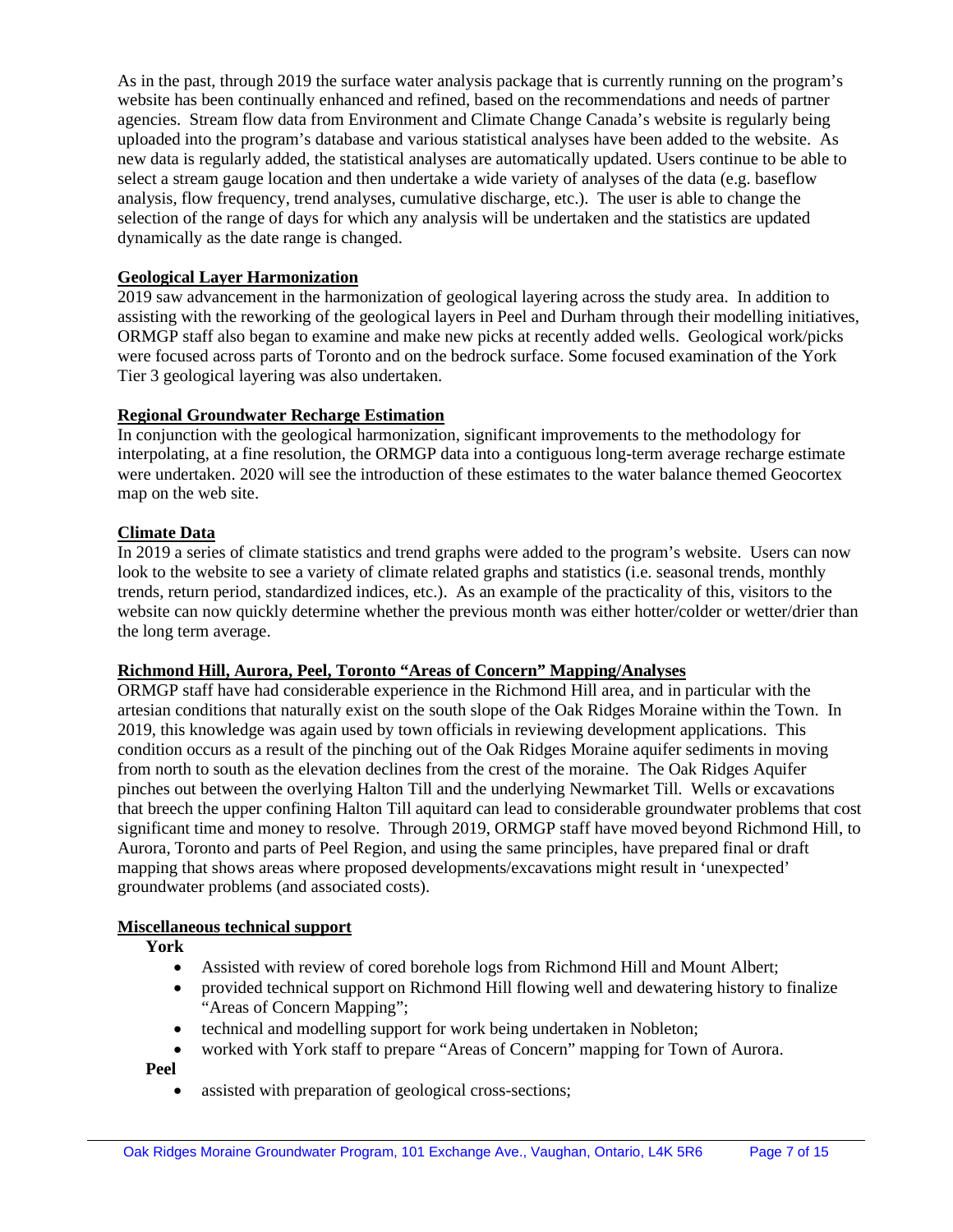As in the past, through 2019 the surface water analysis package that is currently running on the program's website has been continually enhanced and refined, based on the recommendations and needs of partner agencies. Stream flow data from Environment and Climate Change Canada's website is regularly being uploaded into the program's database and various statistical analyses have been added to the website. As new data is regularly added, the statistical analyses are automatically updated. Users continue to be able to select a stream gauge location and then undertake a wide variety of analyses of the data (e.g. baseflow analysis, flow frequency, trend analyses, cumulative discharge, etc.). The user is able to change the selection of the range of days for which any analysis will be undertaken and the statistics are updated dynamically as the date range is changed.

**Geological Layer Harmonization**

2019 saw advancement in the harmonization of geological layering across the study area. In addition to assisting with the reworking of the geological layers in Peel and Durham through their modelling initiatives, ORMGP staff also began to examine and make new picks at recently added wells. Geological work/picks were focused across parts of Toronto and on the bedrock surface. Some focused examination of the York Tier 3 geological layering was also undertaken.

**Regional Groundwater Recharge Estimation**

In conjunction with the geological harmonization, significant improvements to the methodology for interpolating, at a fine resolution, the ORMGP data into a contiguous long-term average recharge estimate were undertaken. 2020 will see the introduction of these estimates to the water balance themed Geocortex map on the web site.

**Climate Data**

In 2019 a series of climate statistics and trend graphs were added to the program's website. Users can now look to the website to see a variety of climate related graphs and statistics (i.e. seasonal trends, monthly trends, return period, standardized indices, etc.). As an example of the practicality of this, visitors to the website can now quickly determine whether the previous month was either hotter/colder or wetter/drier than the long term average.

**Richmond Hill, Aurora, Peel, Toronto "Areas of Concern" Mapping/Analyses**

ORMGP staff have had considerable experience in the Richmond Hill area, and in particular with the artesian conditions that naturally exist on the south slope of the Oak Ridges Moraine within the Town. In 2019, this knowledge was again used by town officials in reviewing development applications. This condition occurs as a result of the pinching out of the Oak Ridges Moraine aquifer sediments in moving from north to south as the elevation declines from the crest of the moraine. The Oak Ridges Aquifer pinches out between the overlying Halton Till and the underlying Newmarket Till. Wells or excavations that breech the upper confining Halton Till aquitard can lead to considerable groundwater problems that cost significant time and money to resolve. Through 2019, ORMGP staff have moved beyond Richmond Hill, to Aurora, Toronto and parts of Peel Region, and using the same principles, have prepared final or draft mapping that shows areas where proposed developments/excavations might result in 'unexpected' groundwater problems (and associated costs).

**Miscellaneous technical support**

**York**

- Assisted with review of cored borehole logs from Richmond Hill and Mount Albert;
- provided technical support on Richmond Hill flowing well and dewatering history to finalize "Areas of Concern Mapping";
- technical and modelling support for work being undertaken in Nobleton;
- worked with York staff to prepare "Areas of Concern" mapping for Town of Aurora.

**Peel**

- assisted with preparation of geological cross-sections;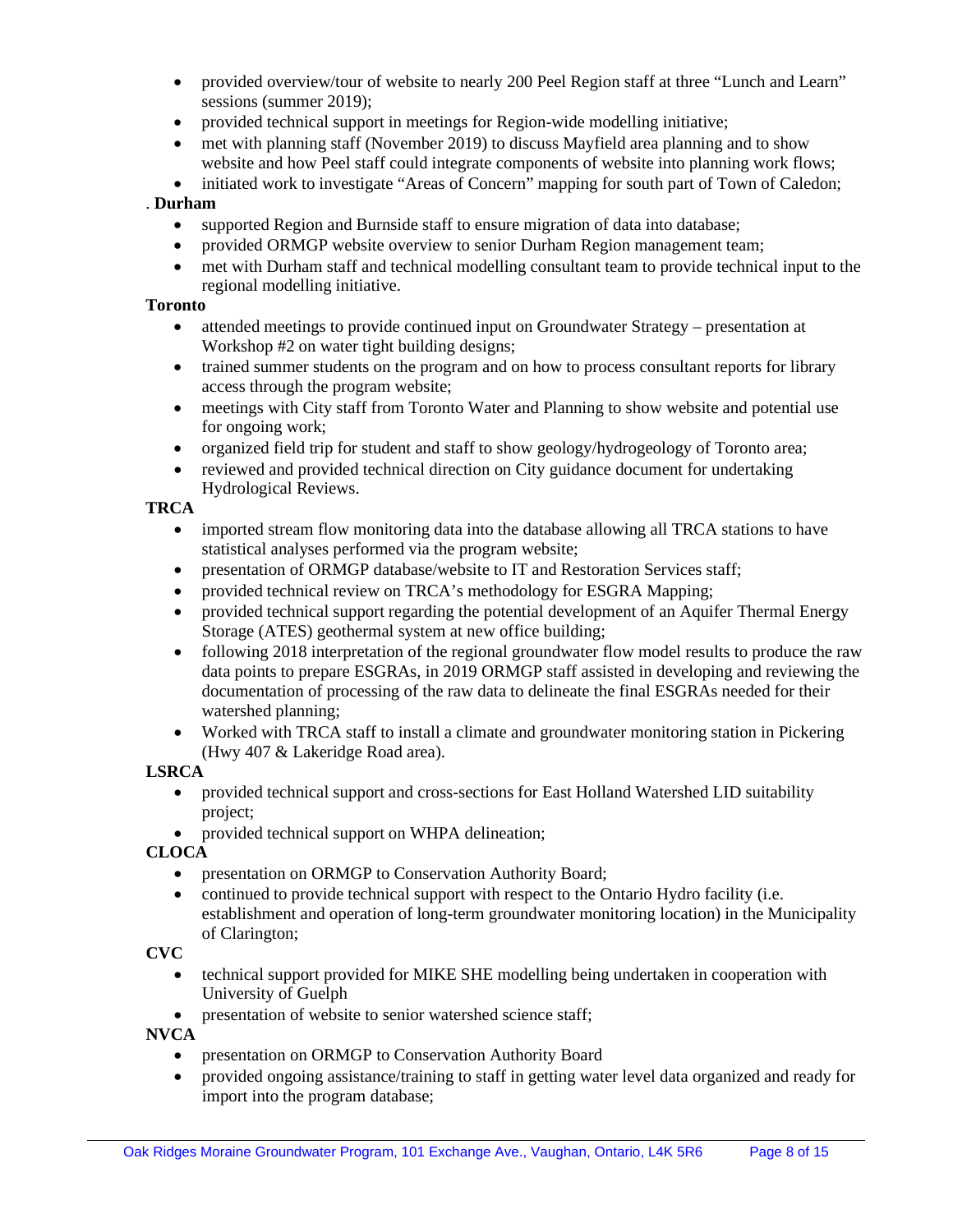- provided overview/tour of website to nearly 200 Peel Region staff at three "Lunch and Learn" sessions (summer 2019);
- provided technical support in meetings for Region-wide modelling initiative;
- met with planning staff (November 2019) to discuss Mayfield area planning and to show website and how Peel staff could integrate components of website into planning work flows;
- initiated work to investigate "Areas of Concern" mapping for south part of Town of Caledon;

. **Durham**

- supported Region and Burnside staff to ensure migration of data into database;
- provided ORMGP website overview to senior Durham Region management team;
- met with Durham staff and technical modelling consultant team to provide technical input to the regional modelling initiative.

**Toronto**

- attended meetings to provide continued input on Groundwater Strategy – presentation at Workshop #2 on water tight building designs;
- trained summer students on the program and on how to process consultant reports for library access through the program website;
- meetings with City staff from Toronto Water and Planning to show website and potential use for ongoing work;
- organized field trip for student and staff to show geology/hydrogeology of Toronto area;
- reviewed and provided technical direction on City guidance document for undertaking Hydrological Reviews.

**TRCA**

- imported stream flow monitoring data into the database allowing all TRCA stations to have statistical analyses performed via the program website;
- presentation of ORMGP database/website to IT and Restoration Services staff;
- provided technical review on TRCA's methodology for ESGRA Mapping;
- provided technical support regarding the potential development of an Aquifer Thermal Energy Storage (ATES) geothermal system at new office building;
- following 2018 interpretation of the regional groundwater flow model results to produce the raw data points to prepare ESGRAs, in 2019 ORMGP staff assisted in developing and reviewing the documentation of processing of the raw data to delineate the final ESGRAs needed for their watershed planning;
- Worked with TRCA staff to install a climate and groundwater monitoring station in Pickering (Hwy 407 & Lakeridge Road area).

**LSRCA**

- provided technical support and cross-sections for East Holland Watershed LID suitability project;
- provided technical support on WHPA delineation;

**CLOCA**

- presentation on ORMGP to Conservation Authority Board;
- continued to provide technical support with respect to the Ontario Hydro facility (i.e. establishment and operation of long-term groundwater monitoring location) in the Municipality of Clarington;

**CVC**

- technical support provided for MIKE SHE modelling being undertaken in cooperation with University of Guelph
- presentation of website to senior watershed science staff;

**NVCA**

- presentation on ORMGP to Conservation Authority Board
- provided ongoing assistance/training to staff in getting water level data organized and ready for import into the program database;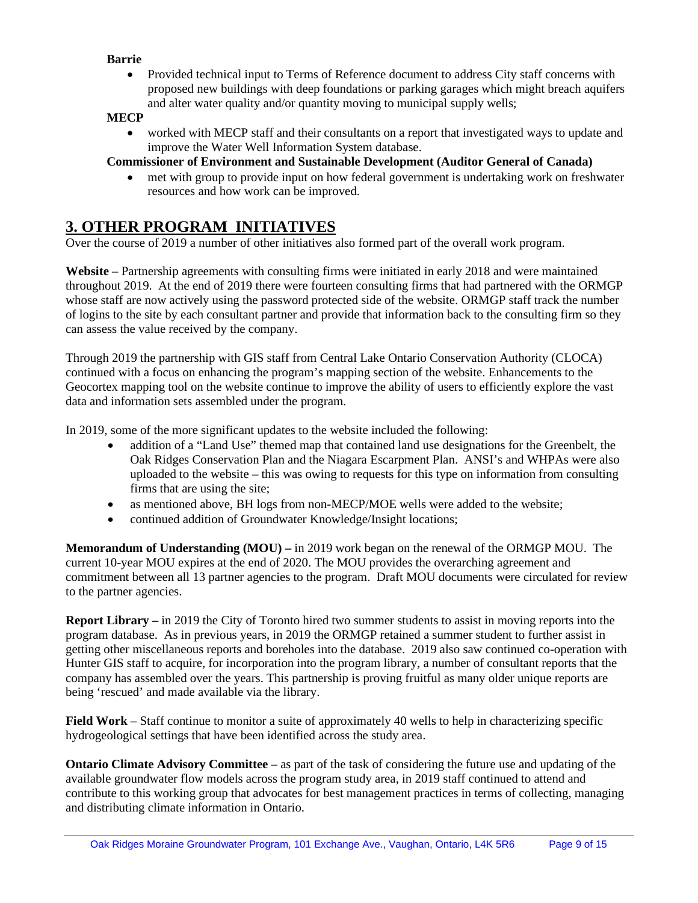**Barrie**

- Provided technical input to Terms of Reference document to address City staff concerns with proposed new buildings with deep foundations or parking garages which might breach aquifers and alter water quality and/or quantity moving to municipal supply wells;

**MECP**

- worked with MECP staff and their consultants on a report that investigated ways to update and improve the Water Well Information System database.

**Commissioner of Environment and Sustainable Development (Auditor General of Canada)**

- met with group to provide input on how federal government is undertaking work on freshwater resources and how work can be improved.

## 3. OTHER PROGRAM INITIATIVES

Over the course of 2019 a number of other initiatives also formed part of the overall work program.

**Website** – Partnership agreements with consulting firms were initiated in early 2018 and were maintained throughout 2019. At the end of 2019 there were fourteen consulting firms that had partnered with the ORMGP whose staff are now actively using the password protected side of the website. ORMGP staff track the number of logins to the site by each consultant partner and provide that information back to the consulting firm so they can assess the value received by the company.

Through 2019 the partnership with GIS staff from Central Lake Ontario Conservation Authority (CLOCA) continued with a focus on enhancing the program's mapping section of the website. Enhancements to the Geocortex mapping tool on the website continue to improve the ability of users to efficiently explore the vast data and information sets assembled under the program.

In 2019, some of the more significant updates to the website included the following:

- addition of a "Land Use" themed map that contained land use designations for the Greenbelt, the Oak Ridges Conservation Plan and the Niagara Escarpment Plan. ANSI's and WHPAs were also uploaded to the website – this was owing to requests for this type on information from consulting firms that are using the site;
- as mentioned above, BH logs from non-MECP/MOE wells were added to the website;
- continued addition of Groundwater Knowledge/Insight locations;

**Memorandum of Understanding (MOU) –** in 2019 work began on the renewal of the ORMGP MOU. The current 10-year MOU expires at the end of 2020. The MOU provides the overarching agreement and commitment between all 13 partner agencies to the program. Draft MOU documents were circulated for review to the partner agencies.

**Report Library –** in 2019 the City of Toronto hired two summer students to assist in moving reports into the program database. As in previous years, in 2019 the ORMGP retained a summer student to further assist in getting other miscellaneous reports and boreholes into the database. 2019 also saw continued co-operation with Hunter GIS staff to acquire, for incorporation into the program library, a number of consultant reports that the company has assembled over the years. This partnership is proving fruitful as many older unique reports are being 'rescued' and made available via the library.

**Field Work** – Staff continue to monitor a suite of approximately 40 wells to help in characterizing specific hydrogeological settings that have been identified across the study area.

**Ontario Climate Advisory Committee** – as part of the task of considering the future use and updating of the available groundwater flow models across the program study area, in 2019 staff continued to attend and contribute to this working group that advocates for best management practices in terms of collecting, managing and distributing climate information in Ontario.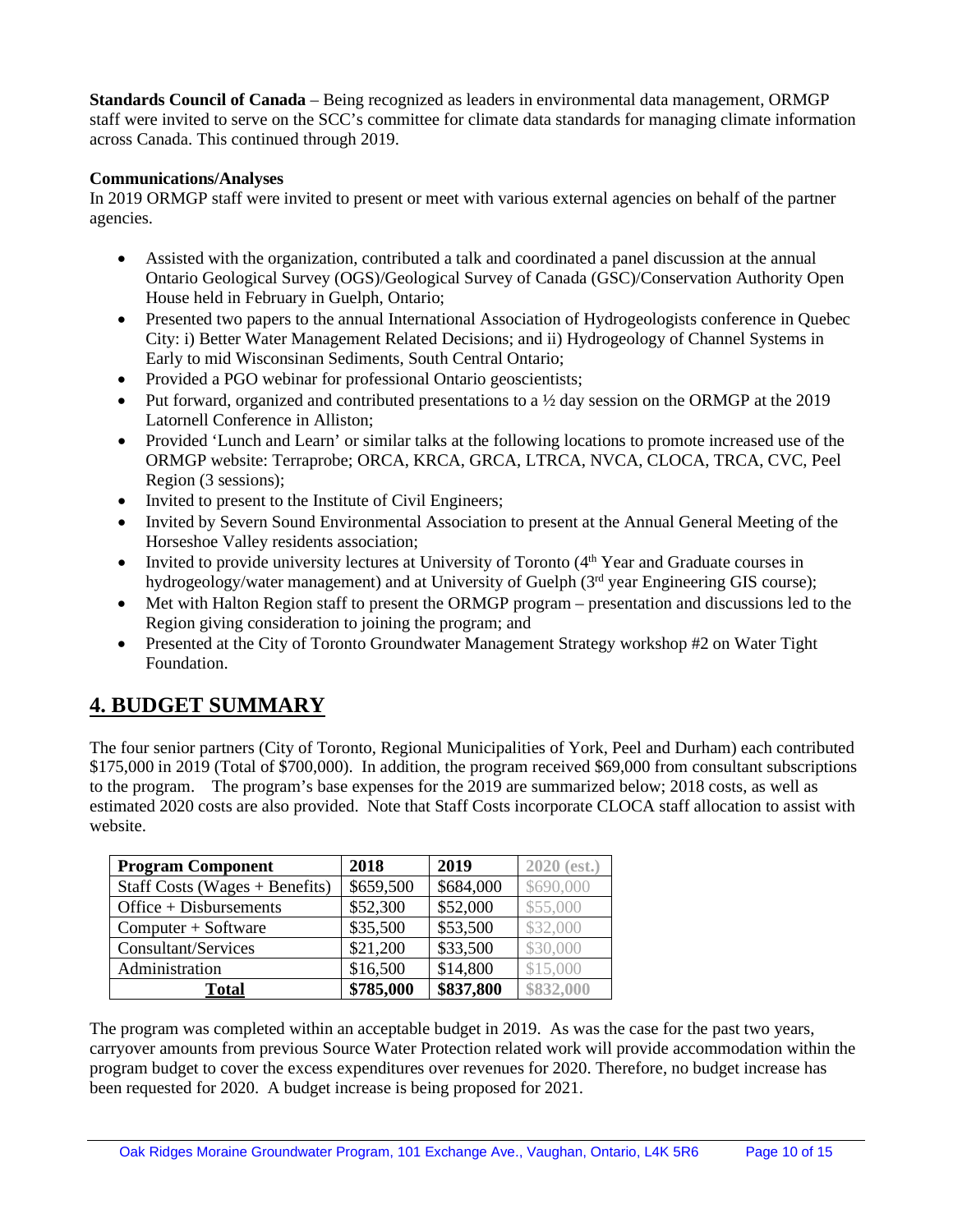**Standards Council of Canada** – Being recognized as leaders in environmental data management, ORMGP staff were invited to serve on the SCC's committee for climate data standards for managing climate information across Canada. This continued through 2019.

**Communications/Analyses**

In 2019 ORMGP staff were invited to present or meet with various external agencies on behalf of the partner agencies.

- Assisted with the organization, contributed a talk and coordinated a panel discussion at the annual Ontario Geological Survey (OGS)/Geological Survey of Canada (GSC)/Conservation Authority Open House held in February in Guelph, Ontario;
- Presented two papers to the annual International Association of Hydrogeologists conference in Quebec City: i) Better Water Management Related Decisions; and ii) Hydrogeology of Channel Systems in Early to mid Wisconsinan Sediments, South Central Ontario;
- Provided a PGO webinar for professional Ontario geoscientists;
- Put forward, organized and contributed presentations to a ½ day session on the ORMGP at the 2019 Latornell Conference in Alliston;
- Provided 'Lunch and Learn' or similar talks at the following locations to promote increased use of the ORMGP website: Terraprobe; ORCA, KRCA, GRCA, LTRCA, NVCA, CLOCA, TRCA, CVC, Peel Region (3 sessions);
- Invited to present to the Institute of Civil Engineers;
- Invited by Severn Sound Environmental Association to present at the Annual General Meeting of the Horseshoe Valley residents association;
- Invited to provide university lectures at University of Toronto (4th Year and Graduate courses in hydrogeology/water management) and at University of Guelph (3rd year Engineering GIS course);
- Met with Halton Region staff to present the ORMGP program – presentation and discussions led to the Region giving consideration to joining the program; and
- Presented at the City of Toronto Groundwater Management Strategy workshop #2 on Water Tight Foundation.

## 4. BUDGET SUMMARY

The four senior partners (City of Toronto, Regional Municipalities of York, Peel and Durham) each contributed $175,000 in 2019 (Total of $700,000). In addition, the program received $69,000 from consultant subscriptions to the program. The program's base expenses for the 2019 are summarized below; 2018 costs, as well as estimated 2020 costs are also provided. Note that Staff Costs incorporate CLOCA staff allocation to assist with website.

| Program Component | 2018 | 2019 | 2020 (est.) |
|---|---|---|---|
| Staff Costs (Wages + Benefits) | $659,500 | $684,000 | $690,000 |
| Office + Disbursements | $52,300 | $52,000 | $55,000 |
| Computer + Software | $35,500 | $53,500 | $32,000 |
| Consultant/Services | $21,200 | $33,500 | $30,000 |
| Administration | $16,500 | $14,800 | $15,000 |
| **Total** | **$785,000** | **$837,800** | **$832,000** |

The program was completed within an acceptable budget in 2019. As was the case for the past two years, carryover amounts from previous Source Water Protection related work will provide accommodation within the program budget to cover the excess expenditures over revenues for 2020. Therefore, no budget increase has been requested for 2020. A budget increase is being proposed for 2021.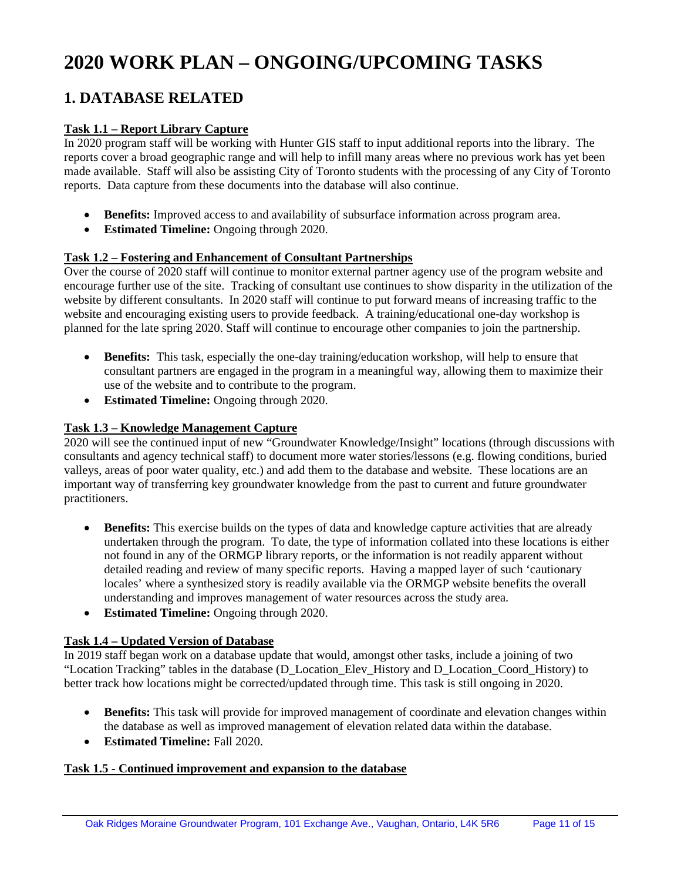# 2020 WORK PLAN – ONGOING/UPCOMING TASKS

## 1. DATABASE RELATED

**Task 1.1 – Report Library Capture**

In 2020 program staff will be working with Hunter GIS staff to input additional reports into the library. The reports cover a broad geographic range and will help to infill many areas where no previous work has yet been made available. Staff will also be assisting City of Toronto students with the processing of any City of Toronto reports. Data capture from these documents into the database will also continue.

- **Benefits:** Improved access to and availability of subsurface information across program area.
- **Estimated Timeline:** Ongoing through 2020.

**Task 1.2 – Fostering and Enhancement of Consultant Partnerships**

Over the course of 2020 staff will continue to monitor external partner agency use of the program website and encourage further use of the site. Tracking of consultant use continues to show disparity in the utilization of the website by different consultants. In 2020 staff will continue to put forward means of increasing traffic to the website and encouraging existing users to provide feedback. A training/educational one-day workshop is planned for the late spring 2020. Staff will continue to encourage other companies to join the partnership.

- **Benefits:** This task, especially the one-day training/education workshop, will help to ensure that consultant partners are engaged in the program in a meaningful way, allowing them to maximize their use of the website and to contribute to the program.
- **Estimated Timeline:** Ongoing through 2020.

**Task 1.3 – Knowledge Management Capture**

2020 will see the continued input of new "Groundwater Knowledge/Insight" locations (through discussions with consultants and agency technical staff) to document more water stories/lessons (e.g. flowing conditions, buried valleys, areas of poor water quality, etc.) and add them to the database and website. These locations are an important way of transferring key groundwater knowledge from the past to current and future groundwater practitioners.

- **Benefits:** This exercise builds on the types of data and knowledge capture activities that are already undertaken through the program. To date, the type of information collated into these locations is either not found in any of the ORMGP library reports, or the information is not readily apparent without detailed reading and review of many specific reports. Having a mapped layer of such 'cautionary locales' where a synthesized story is readily available via the ORMGP website benefits the overall understanding and improves management of water resources across the study area.
- **Estimated Timeline:** Ongoing through 2020.

**Task 1.4 – Updated Version of Database**

In 2019 staff began work on a database update that would, amongst other tasks, include a joining of two "Location Tracking" tables in the database (D_Location_Elev_History and D_Location_Coord_History) to better track how locations might be corrected/updated through time. This task is still ongoing in 2020.

- **Benefits:** This task will provide for improved management of coordinate and elevation changes within the database as well as improved management of elevation related data within the database.
- **Estimated Timeline:** Fall 2020.

**Task 1.5 - Continued improvement and expansion to the database**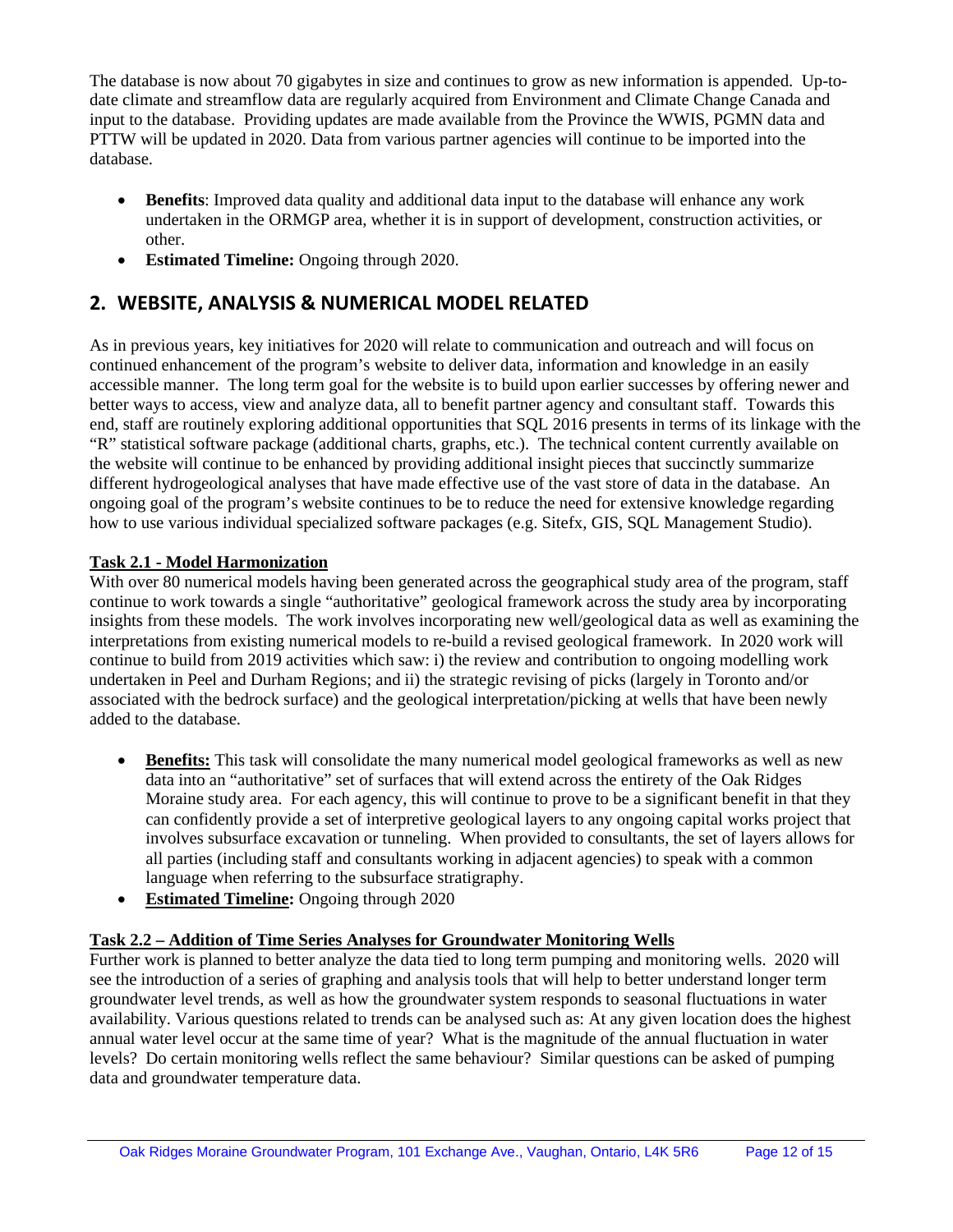The database is now about 70 gigabytes in size and continues to grow as new information is appended. Up-to-date climate and streamflow data are regularly acquired from Environment and Climate Change Canada and input to the database. Providing updates are made available from the Province the WWIS, PGMN data and PTTW will be updated in 2020. Data from various partner agencies will continue to be imported into the database.

- **Benefits**: Improved data quality and additional data input to the database will enhance any work undertaken in the ORMGP area, whether it is in support of development, construction activities, or other.
- **Estimated Timeline:** Ongoing through 2020.

## 2. WEBSITE, ANALYSIS & NUMERICAL MODEL RELATED

As in previous years, key initiatives for 2020 will relate to communication and outreach and will focus on continued enhancement of the program's website to deliver data, information and knowledge in an easily accessible manner. The long term goal for the website is to build upon earlier successes by offering newer and better ways to access, view and analyze data, all to benefit partner agency and consultant staff. Towards this end, staff are routinely exploring additional opportunities that SQL 2016 presents in terms of its linkage with the "R" statistical software package (additional charts, graphs, etc.). The technical content currently available on the website will continue to be enhanced by providing additional insight pieces that succinctly summarize different hydrogeological analyses that have made effective use of the vast store of data in the database. An ongoing goal of the program's website continues to be to reduce the need for extensive knowledge regarding how to use various individual specialized software packages (e.g. Sitefx, GIS, SQL Management Studio).

**Task 2.1 - Model Harmonization**

With over 80 numerical models having been generated across the geographical study area of the program, staff continue to work towards a single "authoritative" geological framework across the study area by incorporating insights from these models. The work involves incorporating new well/geological data as well as examining the interpretations from existing numerical models to re-build a revised geological framework. In 2020 work will continue to build from 2019 activities which saw: i) the review and contribution to ongoing modelling work undertaken in Peel and Durham Regions; and ii) the strategic revising of picks (largely in Toronto and/or associated with the bedrock surface) and the geological interpretation/picking at wells that have been newly added to the database.

- **Benefits:** This task will consolidate the many numerical model geological frameworks as well as new data into an "authoritative" set of surfaces that will extend across the entirety of the Oak Ridges Moraine study area. For each agency, this will continue to prove to be a significant benefit in that they can confidently provide a set of interpretive geological layers to any ongoing capital works project that involves subsurface excavation or tunneling. When provided to consultants, the set of layers allows for all parties (including staff and consultants working in adjacent agencies) to speak with a common language when referring to the subsurface stratigraphy.
- **Estimated Timeline:** Ongoing through 2020

**Task 2.2 – Addition of Time Series Analyses for Groundwater Monitoring Wells**

Further work is planned to better analyze the data tied to long term pumping and monitoring wells. 2020 will see the introduction of a series of graphing and analysis tools that will help to better understand longer term groundwater level trends, as well as how the groundwater system responds to seasonal fluctuations in water availability. Various questions related to trends can be analysed such as: At any given location does the highest annual water level occur at the same time of year? What is the magnitude of the annual fluctuation in water levels? Do certain monitoring wells reflect the same behaviour? Similar questions can be asked of pumping data and groundwater temperature data.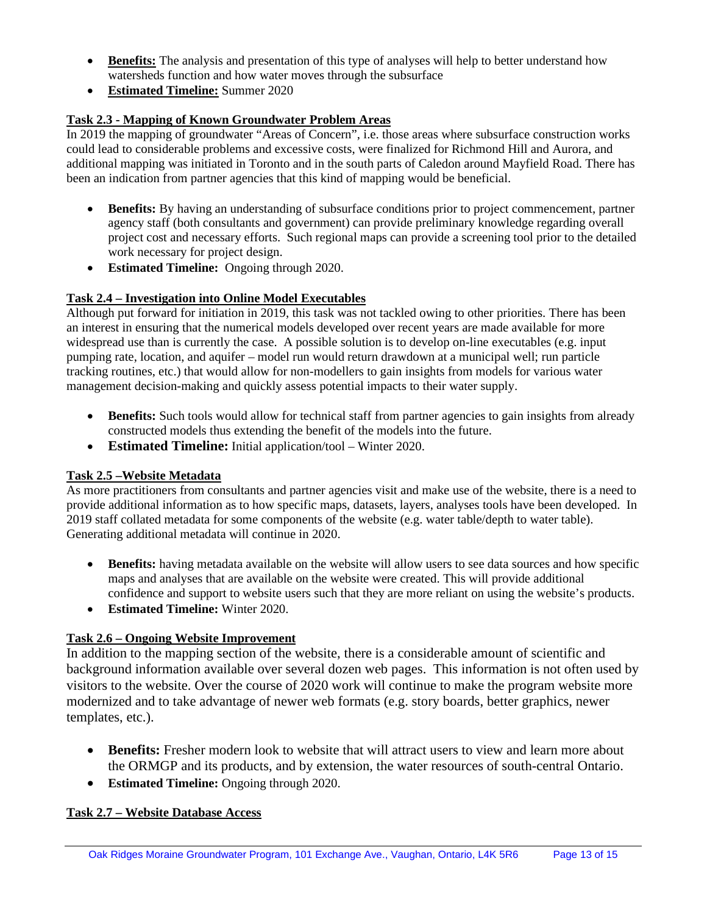- **Benefits:** The analysis and presentation of this type of analyses will help to better understand how watersheds function and how water moves through the subsurface
- **Estimated Timeline:** Summer 2020

### Task 2.3 - Mapping of Known Groundwater Problem Areas

In 2019 the mapping of groundwater "Areas of Concern", i.e. those areas where subsurface construction works could lead to considerable problems and excessive costs, were finalized for Richmond Hill and Aurora, and additional mapping was initiated in Toronto and in the south parts of Caledon around Mayfield Road. There has been an indication from partner agencies that this kind of mapping would be beneficial.

- **Benefits:** By having an understanding of subsurface conditions prior to project commencement, partner agency staff (both consultants and government) can provide preliminary knowledge regarding overall project cost and necessary efforts. Such regional maps can provide a screening tool prior to the detailed work necessary for project design.
- **Estimated Timeline:** Ongoing through 2020.

### Task 2.4 – Investigation into Online Model Executables

Although put forward for initiation in 2019, this task was not tackled owing to other priorities. There has been an interest in ensuring that the numerical models developed over recent years are made available for more widespread use than is currently the case. A possible solution is to develop on-line executables (e.g. input pumping rate, location, and aquifer – model run would return drawdown at a municipal well; run particle tracking routines, etc.) that would allow for non-modellers to gain insights from models for various water management decision-making and quickly assess potential impacts to their water supply.

- **Benefits:** Such tools would allow for technical staff from partner agencies to gain insights from already constructed models thus extending the benefit of the models into the future.
- **Estimated Timeline:** Initial application/tool – Winter 2020.

### Task 2.5 –Website Metadata

As more practitioners from consultants and partner agencies visit and make use of the website, there is a need to provide additional information as to how specific maps, datasets, layers, analyses tools have been developed. In 2019 staff collated metadata for some components of the website (e.g. water table/depth to water table). Generating additional metadata will continue in 2020.

- **Benefits:** having metadata available on the website will allow users to see data sources and how specific maps and analyses that are available on the website were created. This will provide additional confidence and support to website users such that they are more reliant on using the website's products.
- **Estimated Timeline:** Winter 2020.

### Task 2.6 – Ongoing Website Improvement

In addition to the mapping section of the website, there is a considerable amount of scientific and background information available over several dozen web pages. This information is not often used by visitors to the website. Over the course of 2020 work will continue to make the program website more modernized and to take advantage of newer web formats (e.g. story boards, better graphics, newer templates, etc.).

- **Benefits:** Fresher modern look to website that will attract users to view and learn more about the ORMGP and its products, and by extension, the water resources of south-central Ontario.
- **Estimated Timeline:** Ongoing through 2020.

### Task 2.7 – Website Database Access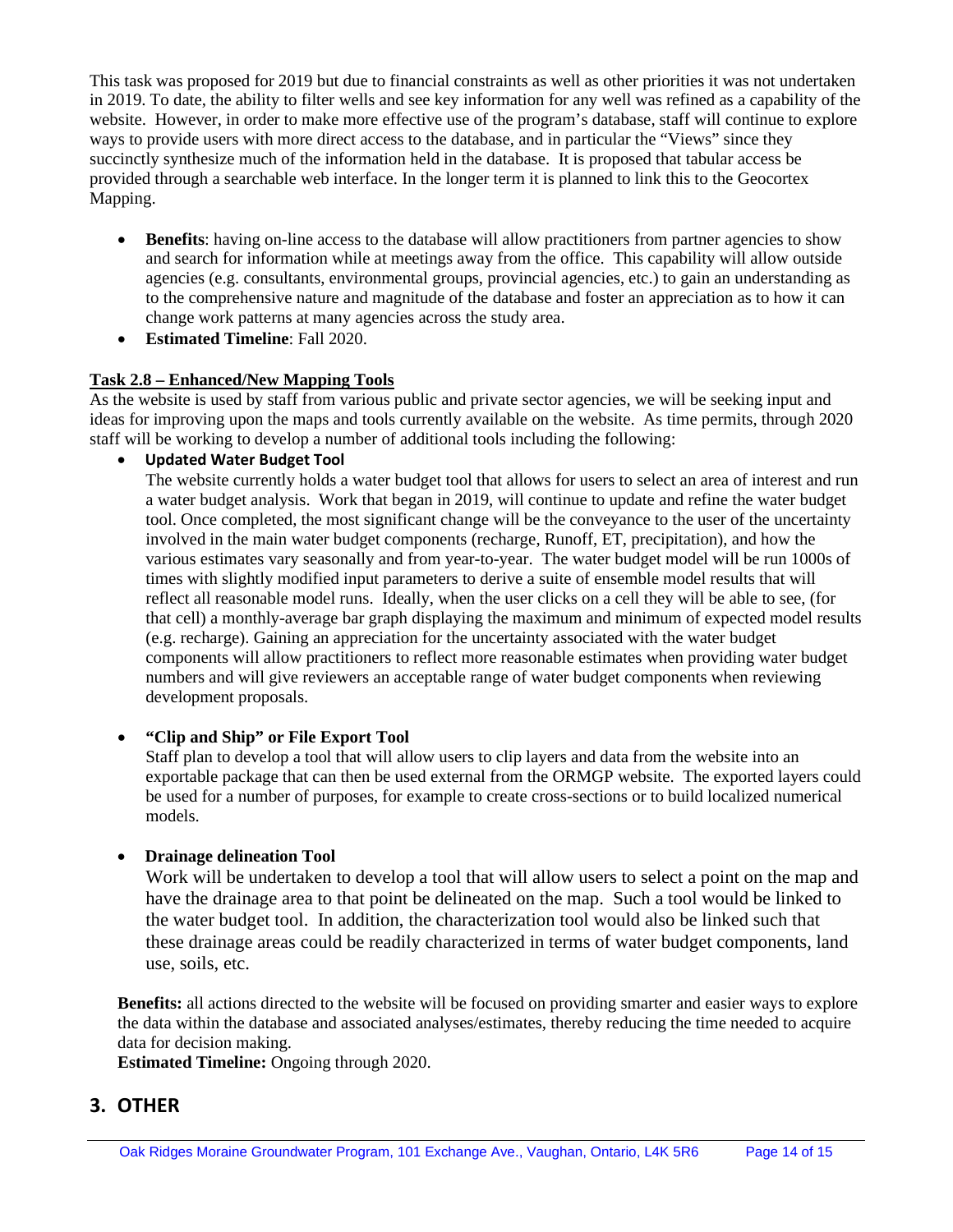This task was proposed for 2019 but due to financial constraints as well as other priorities it was not undertaken in 2019. To date, the ability to filter wells and see key information for any well was refined as a capability of the website. However, in order to make more effective use of the program's database, staff will continue to explore ways to provide users with more direct access to the database, and in particular the "Views" since they succinctly synthesize much of the information held in the database. It is proposed that tabular access be provided through a searchable web interface. In the longer term it is planned to link this to the Geocortex Mapping.

- **Benefits**: having on-line access to the database will allow practitioners from partner agencies to show and search for information while at meetings away from the office. This capability will allow outside agencies (e.g. consultants, environmental groups, provincial agencies, etc.) to gain an understanding as to the comprehensive nature and magnitude of the database and foster an appreciation as to how it can change work patterns at many agencies across the study area.
- **Estimated Timeline**: Fall 2020.

**Task 2.8 – Enhanced/New Mapping Tools**

As the website is used by staff from various public and private sector agencies, we will be seeking input and ideas for improving upon the maps and tools currently available on the website. As time permits, through 2020 staff will be working to develop a number of additional tools including the following:

- **Updated Water Budget Tool**

  The website currently holds a water budget tool that allows for users to select an area of interest and run a water budget analysis. Work that began in 2019, will continue to update and refine the water budget tool. Once completed, the most significant change will be the conveyance to the user of the uncertainty involved in the main water budget components (recharge, Runoff, ET, precipitation), and how the various estimates vary seasonally and from year-to-year. The water budget model will be run 1000s of times with slightly modified input parameters to derive a suite of ensemble model results that will reflect all reasonable model runs. Ideally, when the user clicks on a cell they will be able to see, (for that cell) a monthly-average bar graph displaying the maximum and minimum of expected model results (e.g. recharge). Gaining an appreciation for the uncertainty associated with the water budget components will allow practitioners to reflect more reasonable estimates when providing water budget numbers and will give reviewers an acceptable range of water budget components when reviewing development proposals.

- **"Clip and Ship" or File Export Tool**

  Staff plan to develop a tool that will allow users to clip layers and data from the website into an exportable package that can then be used external from the ORMGP website. The exported layers could be used for a number of purposes, for example to create cross-sections or to build localized numerical models.

- **Drainage delineation Tool**

  Work will be undertaken to develop a tool that will allow users to select a point on the map and have the drainage area to that point be delineated on the map. Such a tool would be linked to the water budget tool. In addition, the characterization tool would also be linked such that these drainage areas could be readily characterized in terms of water budget components, land use, soils, etc.

**Benefits:** all actions directed to the website will be focused on providing smarter and easier ways to explore the data within the database and associated analyses/estimates, thereby reducing the time needed to acquire data for decision making.

**Estimated Timeline:** Ongoing through 2020.

## 3. OTHER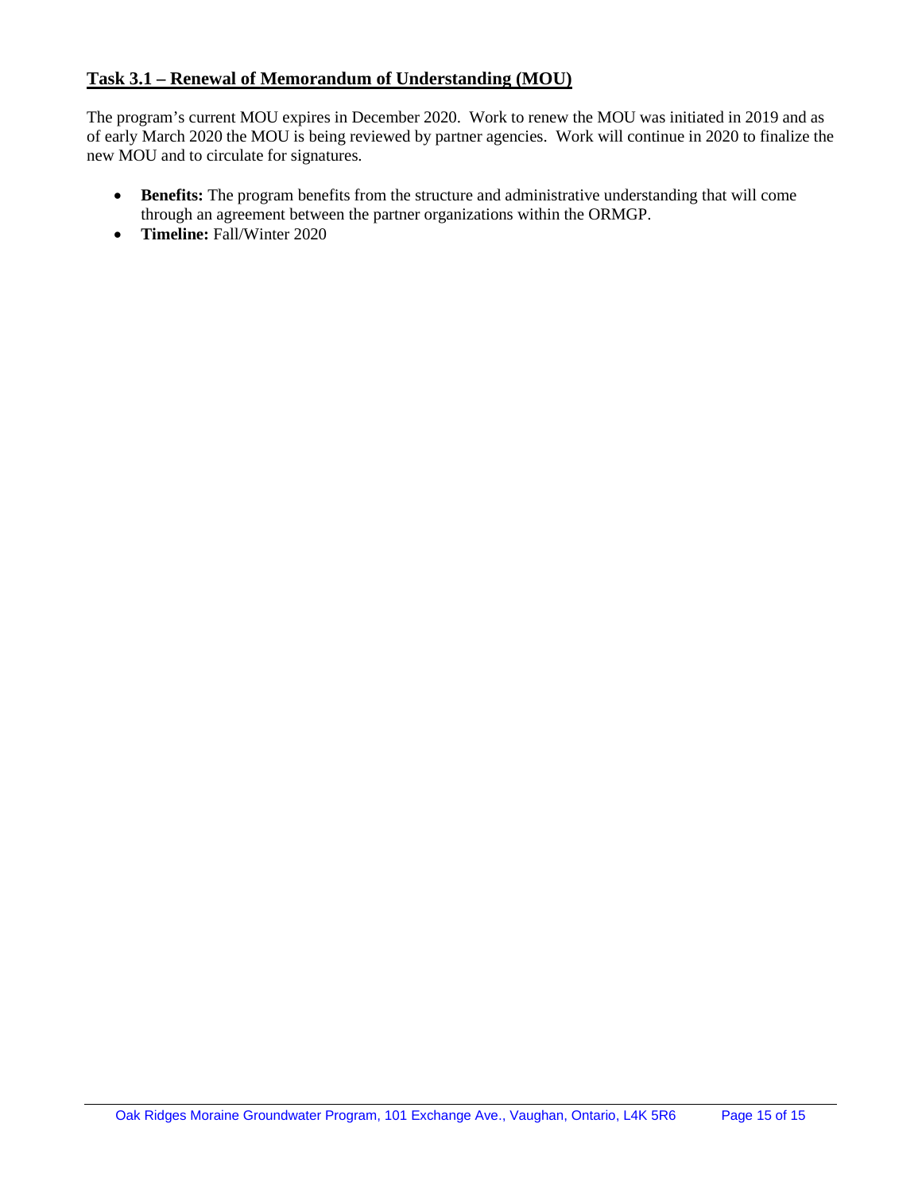## Task 3.1 – Renewal of Memorandum of Understanding (MOU)

The program's current MOU expires in December 2020. Work to renew the MOU was initiated in 2019 and as of early March 2020 the MOU is being reviewed by partner agencies. Work will continue in 2020 to finalize the new MOU and to circulate for signatures.

- **Benefits:** The program benefits from the structure and administrative understanding that will come through an agreement between the partner organizations within the ORMGP.
- **Timeline:** Fall/Winter 2020